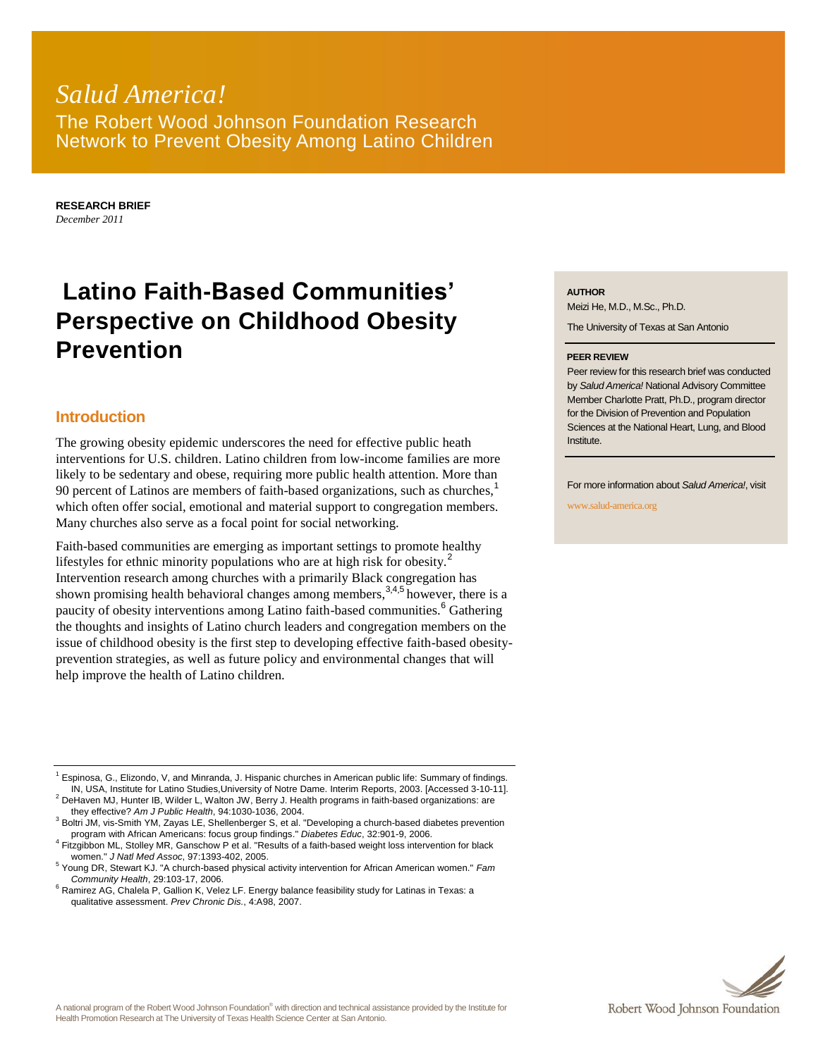*Salud America!*

The Robert Wood Johnson Foundation Research Network to Prevent Obesity Among Latino Children

**RESEARCH BRIEF**
*December 2011*

# Latino Faith-Based Communities' Perspective on Childhood Obesity Prevention

**AUTHOR**
Meizi He, M.D., M.Sc., Ph.D.
The University of Texas at San Antonio

**PEER REVIEW**
Peer review for this research brief was conducted by *Salud America!* National Advisory Committee Member Charlotte Pratt, Ph.D., program director for the Division of Prevention and Population Sciences at the National Heart, Lung, and Blood Institute.

For more information about *Salud America!*, visit www.salud-america.org

## Introduction

The growing obesity epidemic underscores the need for effective public heath interventions for U.S. children. Latino children from low-income families are more likely to be sedentary and obese, requiring more public health attention. More than 90 percent of Latinos are members of faith-based organizations, such as churches,[1] which often offer social, emotional and material support to congregation members. Many churches also serve as a focal point for social networking.

Faith-based communities are emerging as important settings to promote healthy lifestyles for ethnic minority populations who are at high risk for obesity.[2] Intervention research among churches with a primarily Black congregation has shown promising health behavioral changes among members,[3,4,5] however, there is a paucity of obesity interventions among Latino faith-based communities.[6] Gathering the thoughts and insights of Latino church leaders and congregation members on the issue of childhood obesity is the first step to developing effective faith-based obesity-prevention strategies, as well as future policy and environmental changes that will help improve the health of Latino children.

---

[1] Espinosa, G., Elizondo, V, and Minranda, J. Hispanic churches in American public life: Summary of findings. IN, USA, Institute for Latino Studies,University of Notre Dame. Interim Reports, 2003. [Accessed 3-10-11].

[2] DeHaven MJ, Hunter IB, Wilder L, Walton JW, Berry J. Health programs in faith-based organizations: are they effective? *Am J Public Health*, 94:1030-1036, 2004.

[3] Boltri JM, vis-Smith YM, Zayas LE, Shellenberger S, et al. "Developing a church-based diabetes prevention program with African Americans: focus group findings." *Diabetes Educ*, 32:901-9, 2006.

[4] Fitzgibbon ML, Stolley MR, Ganschow P et al. "Results of a faith-based weight loss intervention for black women." *J Natl Med Assoc*, 97:1393-402, 2005.

[5] Young DR, Stewart KJ. "A church-based physical activity intervention for African American women." *Fam Community Health*, 29:103-17, 2006.

[6] Ramirez AG, Chalela P, Gallion K, Velez LF. Energy balance feasibility study for Latinas in Texas: a qualitative assessment. *Prev Chronic Dis.*, 4:A98, 2007.

A national program of the Robert Wood Johnson Foundation® with direction and technical assistance provided by the Institute for Health Promotion Research at The University of Texas Health Science Center at San Antonio.

Robert Wood Johnson Foundation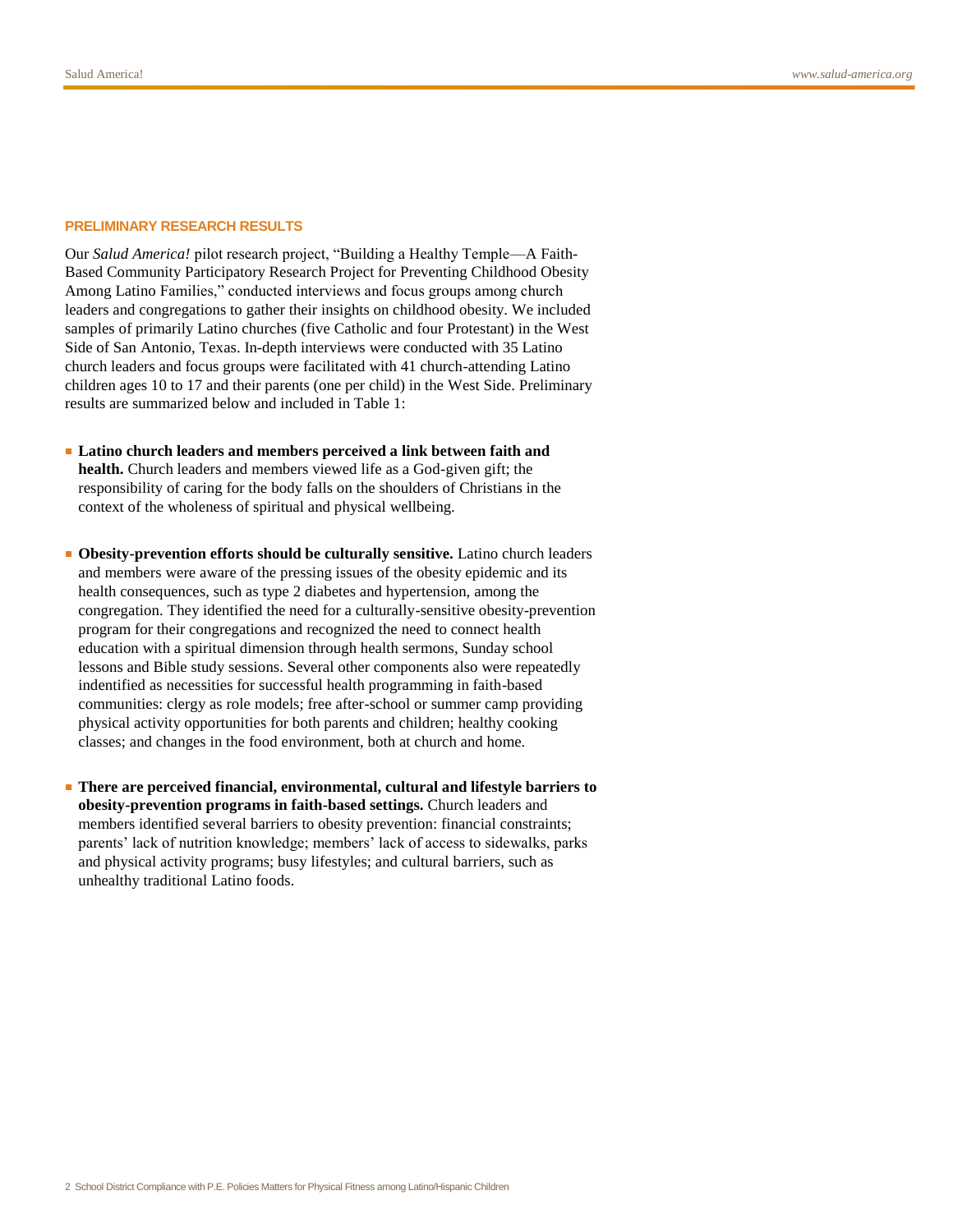## PRELIMINARY RESEARCH RESULTS

Our *Salud America!* pilot research project, "Building a Healthy Temple—A Faith-Based Community Participatory Research Project for Preventing Childhood Obesity Among Latino Families," conducted interviews and focus groups among church leaders and congregations to gather their insights on childhood obesity. We included samples of primarily Latino churches (five Catholic and four Protestant) in the West Side of San Antonio, Texas. In-depth interviews were conducted with 35 Latino church leaders and focus groups were facilitated with 41 church-attending Latino children ages 10 to 17 and their parents (one per child) in the West Side. Preliminary results are summarized below and included in Table 1:

- **Latino church leaders and members perceived a link between faith and health.** Church leaders and members viewed life as a God-given gift; the responsibility of caring for the body falls on the shoulders of Christians in the context of the wholeness of spiritual and physical wellbeing.

- **Obesity-prevention efforts should be culturally sensitive.** Latino church leaders and members were aware of the pressing issues of the obesity epidemic and its health consequences, such as type 2 diabetes and hypertension, among the congregation. They identified the need for a culturally-sensitive obesity-prevention program for their congregations and recognized the need to connect health education with a spiritual dimension through health sermons, Sunday school lessons and Bible study sessions. Several other components also were repeatedly indentified as necessities for successful health programming in faith-based communities: clergy as role models; free after-school or summer camp providing physical activity opportunities for both parents and children; healthy cooking classes; and changes in the food environment, both at church and home.

- **There are perceived financial, environmental, cultural and lifestyle barriers to obesity-prevention programs in faith-based settings.** Church leaders and members identified several barriers to obesity prevention: financial constraints; parents' lack of nutrition knowledge; members' lack of access to sidewalks, parks and physical activity programs; busy lifestyles; and cultural barriers, such as unhealthy traditional Latino foods.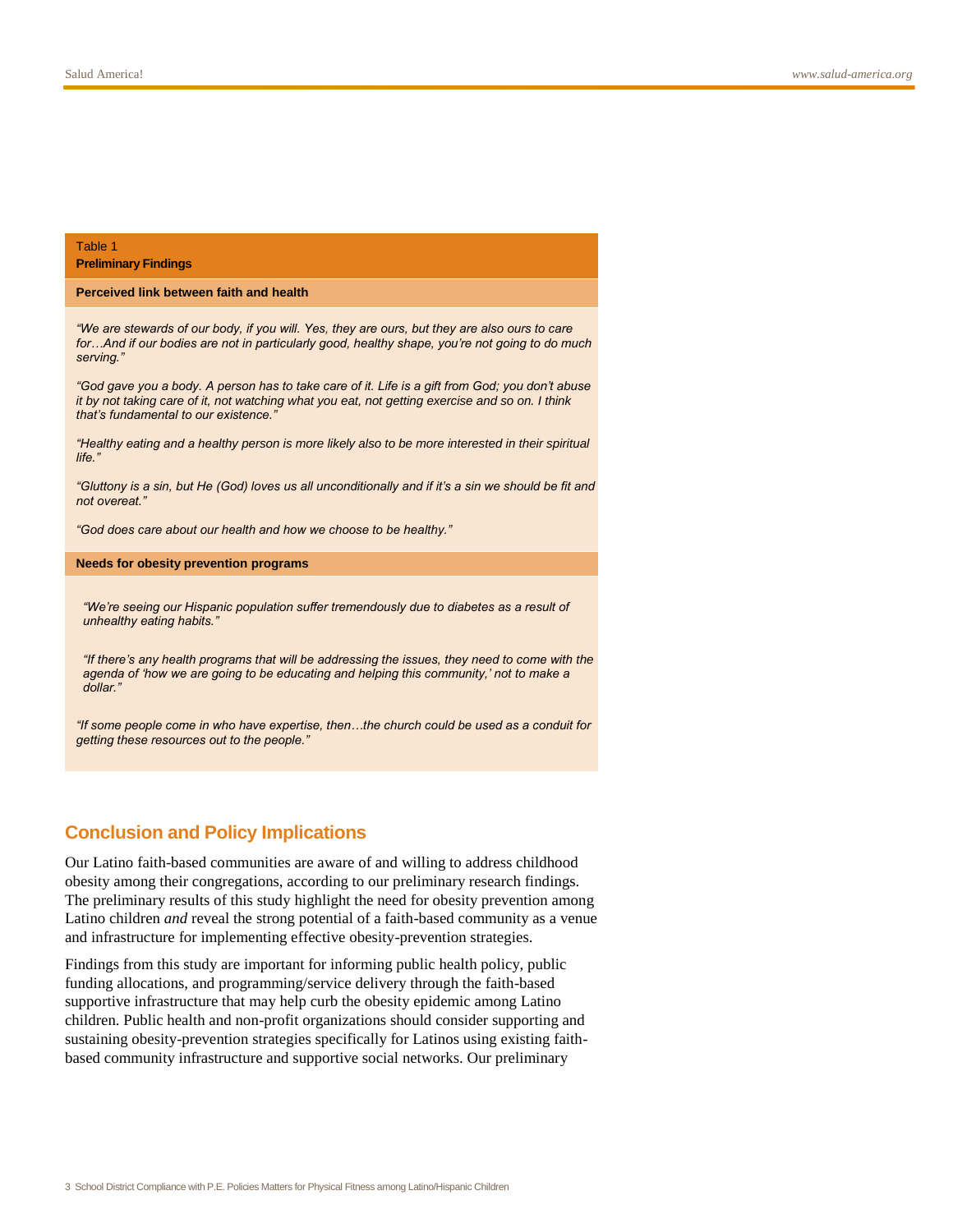Table 1
**Preliminary Findings**

| **Perceived link between faith and health** |
|---|
| *"We are stewards of our body, if you will. Yes, they are ours, but they are also ours to care for…And if our bodies are not in particularly good, healthy shape, you're not going to do much serving."* |
| *"God gave you a body. A person has to take care of it. Life is a gift from God; you don't abuse it by not taking care of it, not watching what you eat, not getting exercise and so on. I think that's fundamental to our existence."* |
| *"Healthy eating and a healthy person is more likely also to be more interested in their spiritual life."* |
| *"Gluttony is a sin, but He (God) loves us all unconditionally and if it's a sin we should be fit and not overeat."* |
| *"God does care about our health and how we choose to be healthy."* |
| **Needs for obesity prevention programs** |
| *"We're seeing our Hispanic population suffer tremendously due to diabetes as a result of unhealthy eating habits."* |
| *"If there's any health programs that will be addressing the issues, they need to come with the agenda of 'how we are going to be educating and helping this community,' not to make a dollar."* |
| *"If some people come in who have expertise, then…the church could be used as a conduit for getting these resources out to the people."* |

## Conclusion and Policy Implications

Our Latino faith-based communities are aware of and willing to address childhood obesity among their congregations, according to our preliminary research findings. The preliminary results of this study highlight the need for obesity prevention among Latino children *and* reveal the strong potential of a faith-based community as a venue and infrastructure for implementing effective obesity-prevention strategies.

Findings from this study are important for informing public health policy, public funding allocations, and programming/service delivery through the faith-based supportive infrastructure that may help curb the obesity epidemic among Latino children. Public health and non-profit organizations should consider supporting and sustaining obesity-prevention strategies specifically for Latinos using existing faith-based community infrastructure and supportive social networks. Our preliminary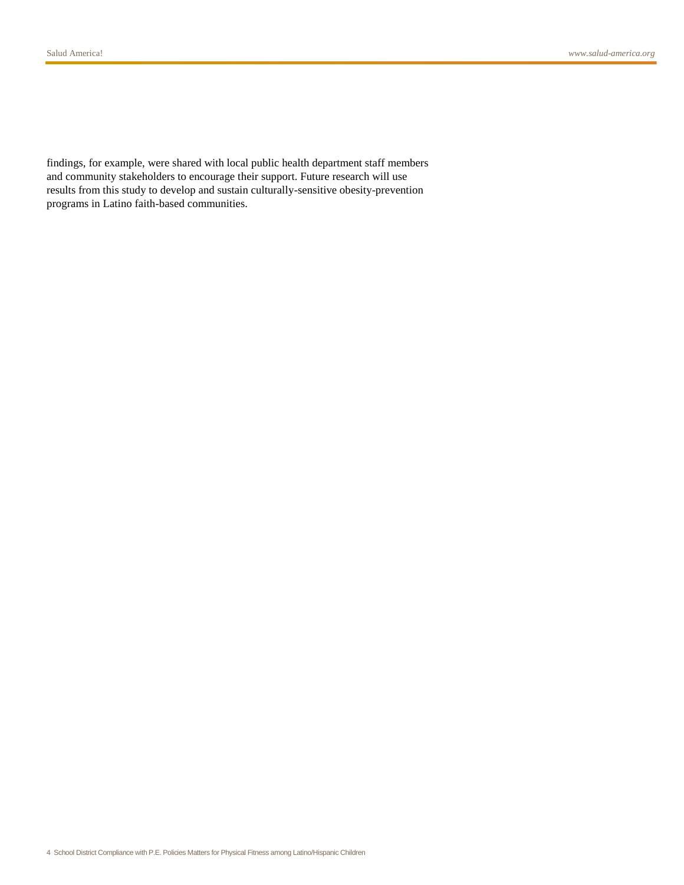findings, for example, were shared with local public health department staff members and community stakeholders to encourage their support. Future research will use results from this study to develop and sustain culturally-sensitive obesity-prevention programs in Latino faith-based communities.